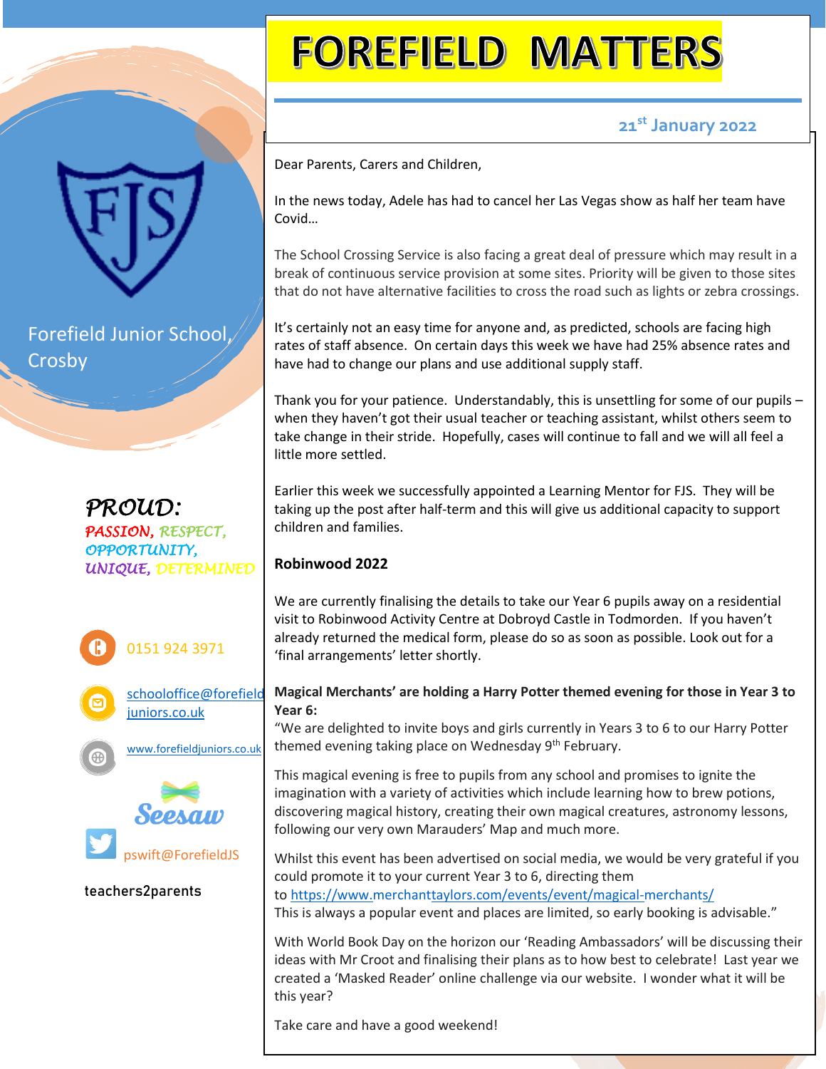# FOREFIELD MATTERS

**21st January 2022**

Forefield Junior School, Crosby

*PROUD:*
*PASSION, RESPECT, OPPORTUNITY, UNIQUE, DETERMINED*

0151 924 3971

schooloffice@forefieldjuniors.co.uk

www.forefieldjuniors.co.uk

Seesaw

pswift@ForefieldJS

teachers2parents

Dear Parents, Carers and Children,

In the news today, Adele has had to cancel her Las Vegas show as half her team have Covid…

The School Crossing Service is also facing a great deal of pressure which may result in a break of continuous service provision at some sites. Priority will be given to those sites that do not have alternative facilities to cross the road such as lights or zebra crossings.

It's certainly not an easy time for anyone and, as predicted, schools are facing high rates of staff absence. On certain days this week we have had 25% absence rates and have had to change our plans and use additional supply staff.

Thank you for your patience. Understandably, this is unsettling for some of our pupils – when they haven't got their usual teacher or teaching assistant, whilst others seem to take change in their stride. Hopefully, cases will continue to fall and we will all feel a little more settled.

Earlier this week we successfully appointed a Learning Mentor for FJS. They will be taking up the post after half-term and this will give us additional capacity to support children and families.

**Robinwood 2022**

We are currently finalising the details to take our Year 6 pupils away on a residential visit to Robinwood Activity Centre at Dobroyd Castle in Todmorden. If you haven't already returned the medical form, please do so as soon as possible. Look out for a 'final arrangements' letter shortly.

**Magical Merchants' are holding a Harry Potter themed evening for those in Year 3 to Year 6:**

"We are delighted to invite boys and girls currently in Years 3 to 6 to our Harry Potter themed evening taking place on Wednesday 9th February.

This magical evening is free to pupils from any school and promises to ignite the imagination with a variety of activities which include learning how to brew potions, discovering magical history, creating their own magical creatures, astronomy lessons, following our very own Marauders' Map and much more.

Whilst this event has been advertised on social media, we would be very grateful if you could promote it to your current Year 3 to 6, directing them to https://www.merchanttaylors.com/events/event/magical-merchants/
This is always a popular event and places are limited, so early booking is advisable."

With World Book Day on the horizon our 'Reading Ambassadors' will be discussing their ideas with Mr Croot and finalising their plans as to how best to celebrate! Last year we created a 'Masked Reader' online challenge via our website. I wonder what it will be this year?

Take care and have a good weekend!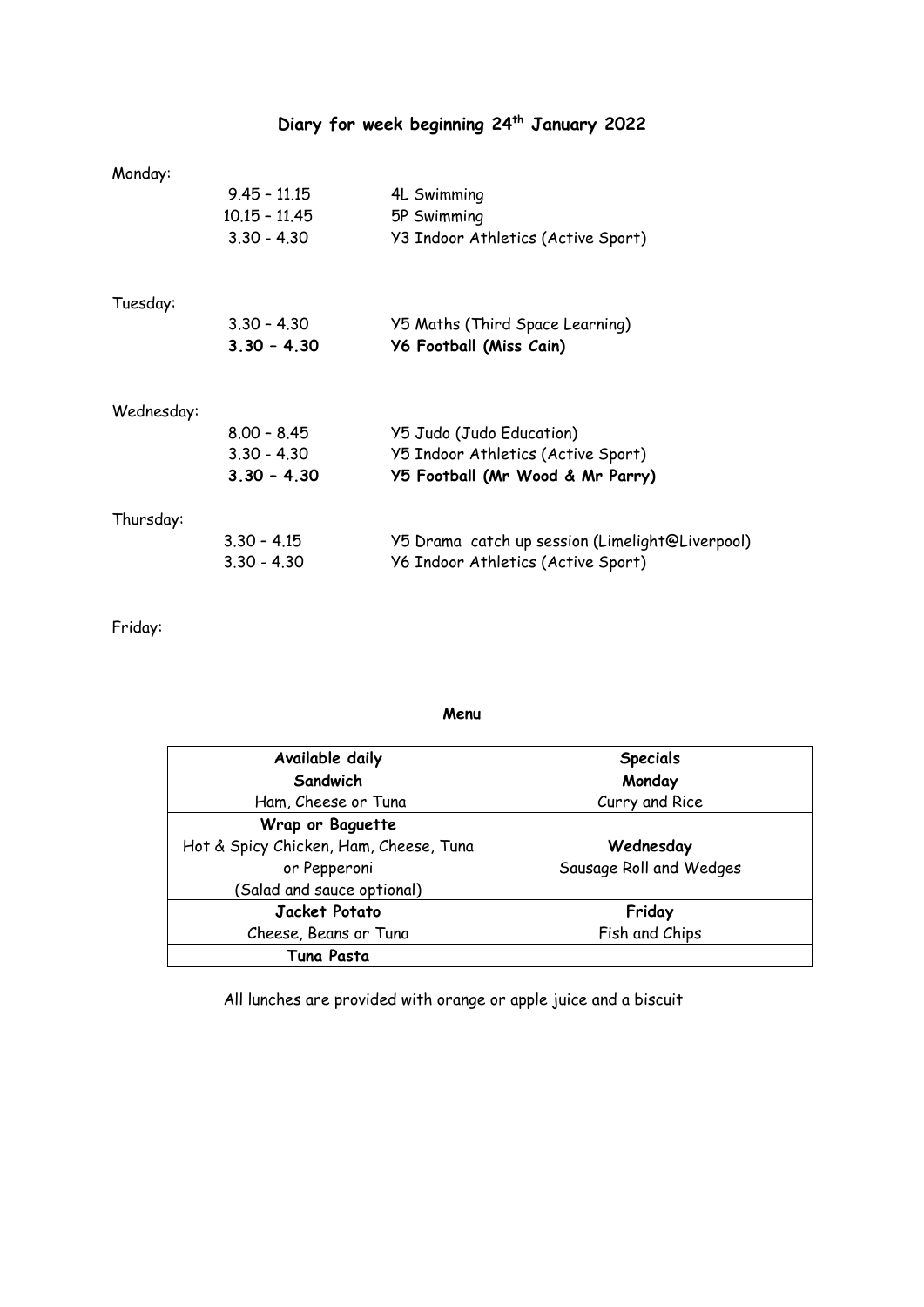# Diary for week beginning 24th January 2022

Monday:

| | |
|---|---|
| 9.45 – 11.15 | 4L Swimming |
| 10.15 – 11.45 | 5P Swimming |
| 3.30 - 4.30 | Y3 Indoor Athletics (Active Sport) |

Tuesday:

| | |
|---|---|
| 3.30 – 4.30 | Y5 Maths (Third Space Learning) |
| **3.30 – 4.30** | **Y6 Football (Miss Cain)** |

Wednesday:

| | |
|---|---|
| 8.00 – 8.45 | Y5 Judo (Judo Education) |
| 3.30 - 4.30 | Y5 Indoor Athletics (Active Sport) |
| **3.30 – 4.30** | **Y5 Football (Mr Wood & Mr Parry)** |

Thursday:

| | |
|---|---|
| 3.30 – 4.15 | Y5 Drama catch up session (Limelight@Liverpool) |
| 3.30 - 4.30 | Y6 Indoor Athletics (Active Sport) |

Friday:

## Menu

| Available daily | Specials |
|---|---|
| **Sandwich**<br>Ham, Cheese or Tuna | **Monday**<br>Curry and Rice |
| **Wrap or Baguette**<br>Hot & Spicy Chicken, Ham, Cheese, Tuna or Pepperoni<br>(Salad and sauce optional) | **Wednesday**<br>Sausage Roll and Wedges |
| **Jacket Potato**<br>Cheese, Beans or Tuna | **Friday**<br>Fish and Chips |
| **Tuna Pasta** | |

All lunches are provided with orange or apple juice and a biscuit